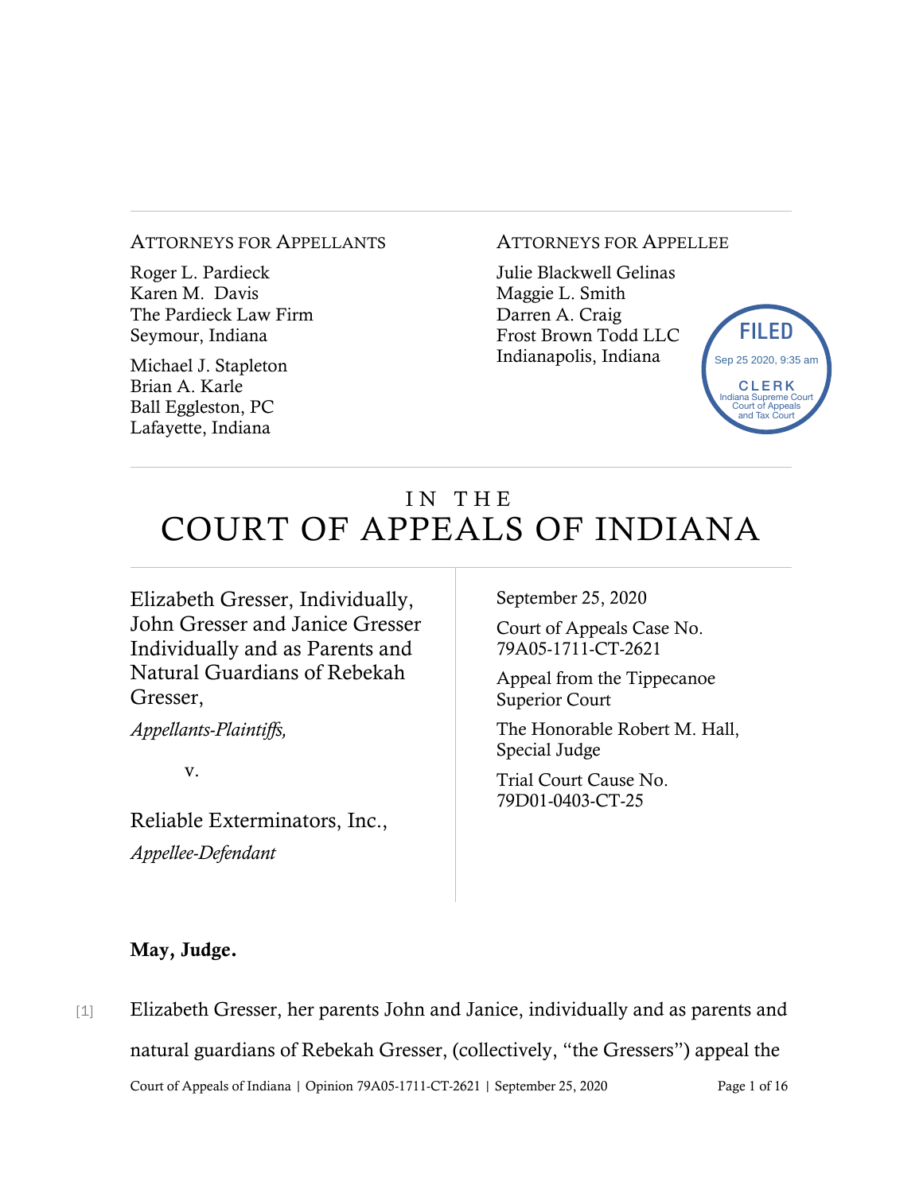ATTORNEYS FOR APPELLANTS

Roger L. Pardieck
Karen M. Davis
The Pardieck Law Firm
Seymour, Indiana

Michael J. Stapleton
Brian A. Karle
Ball Eggleston, PC
Lafayette, Indiana

ATTORNEYS FOR APPELLEE

Julie Blackwell Gelinas
Maggie L. Smith
Darren A. Craig
Frost Brown Todd LLC
Indianapolis, Indiana

FILED
Sep 25 2020, 9:35 am
CLERK
Indiana Supreme Court
Court of Appeals
and Tax Court

# IN THE COURT OF APPEALS OF INDIANA

Elizabeth Gresser, Individually, John Gresser and Janice Gresser Individually and as Parents and Natural Guardians of Rebekah Gresser,

*Appellants-Plaintiffs,*

v.

Reliable Exterminators, Inc.,

*Appellee-Defendant*

September 25, 2020

Court of Appeals Case No. 79A05-1711-CT-2621

Appeal from the Tippecanoe Superior Court

The Honorable Robert M. Hall, Special Judge

Trial Court Cause No. 79D01-0403-CT-25

**May, Judge.**

[1] Elizabeth Gresser, her parents John and Janice, individually and as parents and natural guardians of Rebekah Gresser, (collectively, "the Gressers") appeal the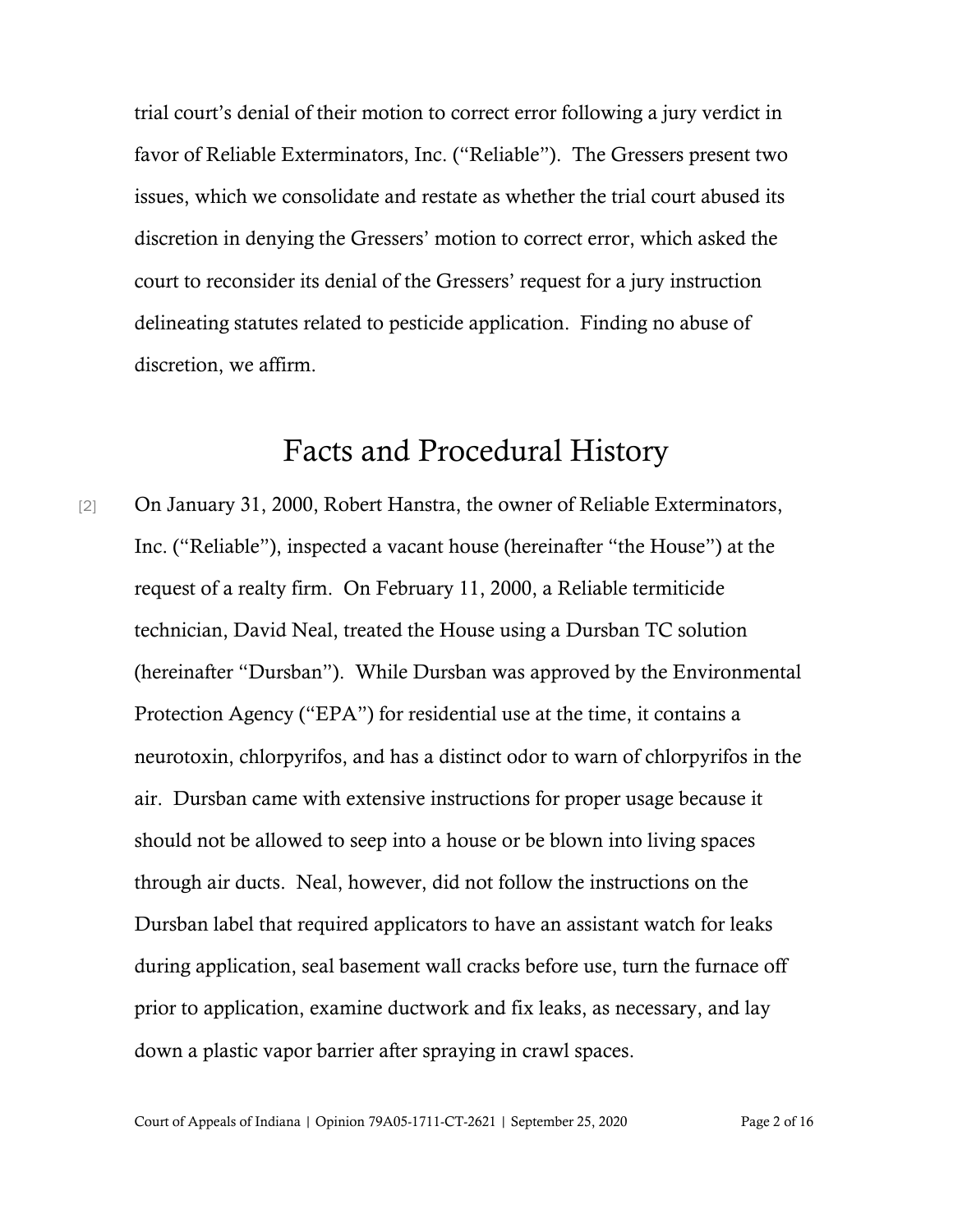trial court's denial of their motion to correct error following a jury verdict in favor of Reliable Exterminators, Inc. ("Reliable"). The Gressers present two issues, which we consolidate and restate as whether the trial court abused its discretion in denying the Gressers' motion to correct error, which asked the court to reconsider its denial of the Gressers' request for a jury instruction delineating statutes related to pesticide application. Finding no abuse of discretion, we affirm.

# Facts and Procedural History

[2] On January 31, 2000, Robert Hanstra, the owner of Reliable Exterminators, Inc. ("Reliable"), inspected a vacant house (hereinafter "the House") at the request of a realty firm. On February 11, 2000, a Reliable termiticide technician, David Neal, treated the House using a Dursban TC solution (hereinafter "Dursban"). While Dursban was approved by the Environmental Protection Agency ("EPA") for residential use at the time, it contains a neurotoxin, chlorpyrifos, and has a distinct odor to warn of chlorpyrifos in the air. Dursban came with extensive instructions for proper usage because it should not be allowed to seep into a house or be blown into living spaces through air ducts. Neal, however, did not follow the instructions on the Dursban label that required applicators to have an assistant watch for leaks during application, seal basement wall cracks before use, turn the furnace off prior to application, examine ductwork and fix leaks, as necessary, and lay down a plastic vapor barrier after spraying in crawl spaces.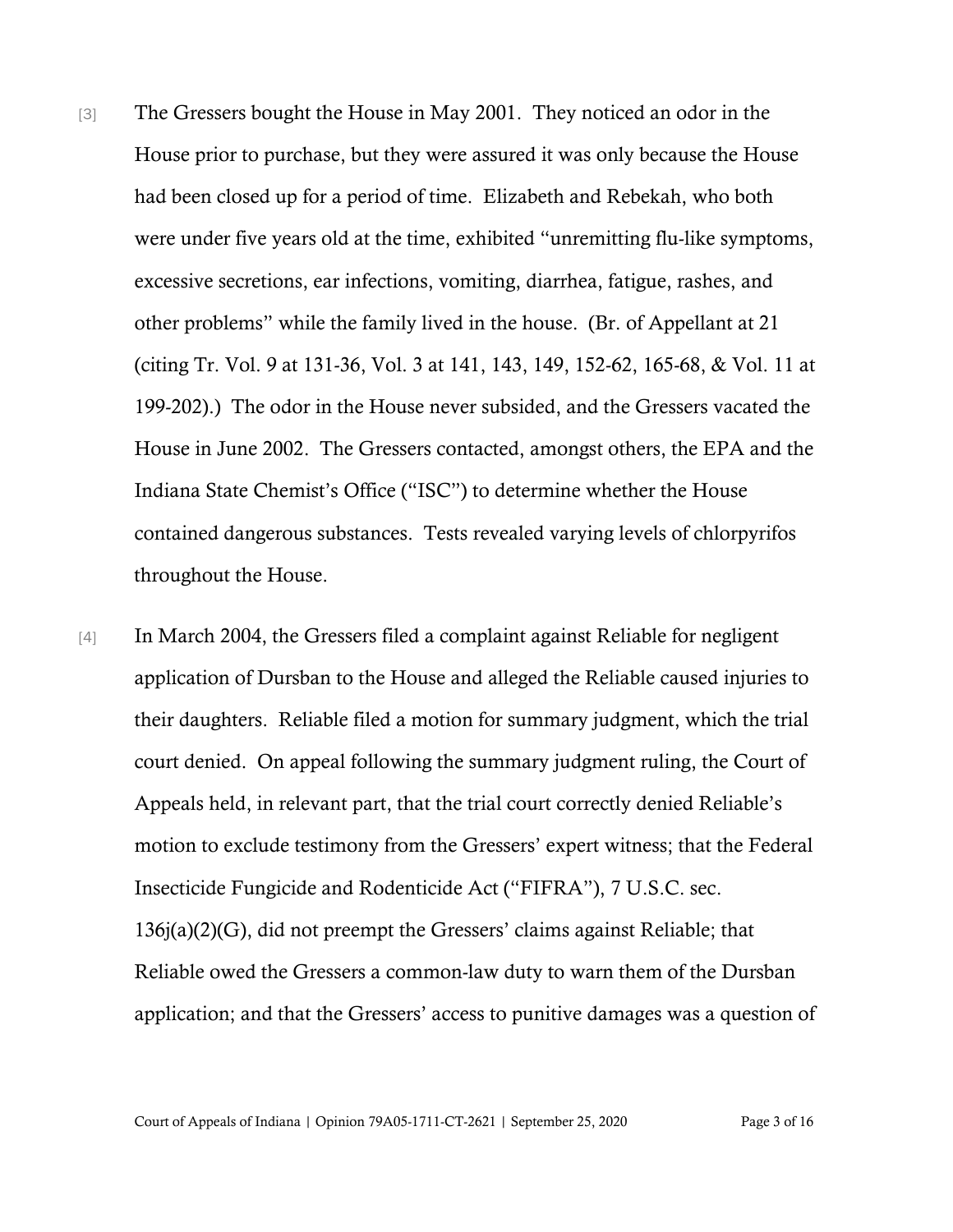[3] The Gressers bought the House in May 2001. They noticed an odor in the House prior to purchase, but they were assured it was only because the House had been closed up for a period of time. Elizabeth and Rebekah, who both were under five years old at the time, exhibited "unremitting flu-like symptoms, excessive secretions, ear infections, vomiting, diarrhea, fatigue, rashes, and other problems" while the family lived in the house. (Br. of Appellant at 21 (citing Tr. Vol. 9 at 131-36, Vol. 3 at 141, 143, 149, 152-62, 165-68, & Vol. 11 at 199-202).) The odor in the House never subsided, and the Gressers vacated the House in June 2002. The Gressers contacted, amongst others, the EPA and the Indiana State Chemist's Office ("ISC") to determine whether the House contained dangerous substances. Tests revealed varying levels of chlorpyrifos throughout the House.

[4] In March 2004, the Gressers filed a complaint against Reliable for negligent application of Dursban to the House and alleged the Reliable caused injuries to their daughters. Reliable filed a motion for summary judgment, which the trial court denied. On appeal following the summary judgment ruling, the Court of Appeals held, in relevant part, that the trial court correctly denied Reliable's motion to exclude testimony from the Gressers' expert witness; that the Federal Insecticide Fungicide and Rodenticide Act ("FIFRA"), 7 U.S.C. sec. 136j(a)(2)(G), did not preempt the Gressers' claims against Reliable; that Reliable owed the Gressers a common-law duty to warn them of the Dursban application; and that the Gressers' access to punitive damages was a question of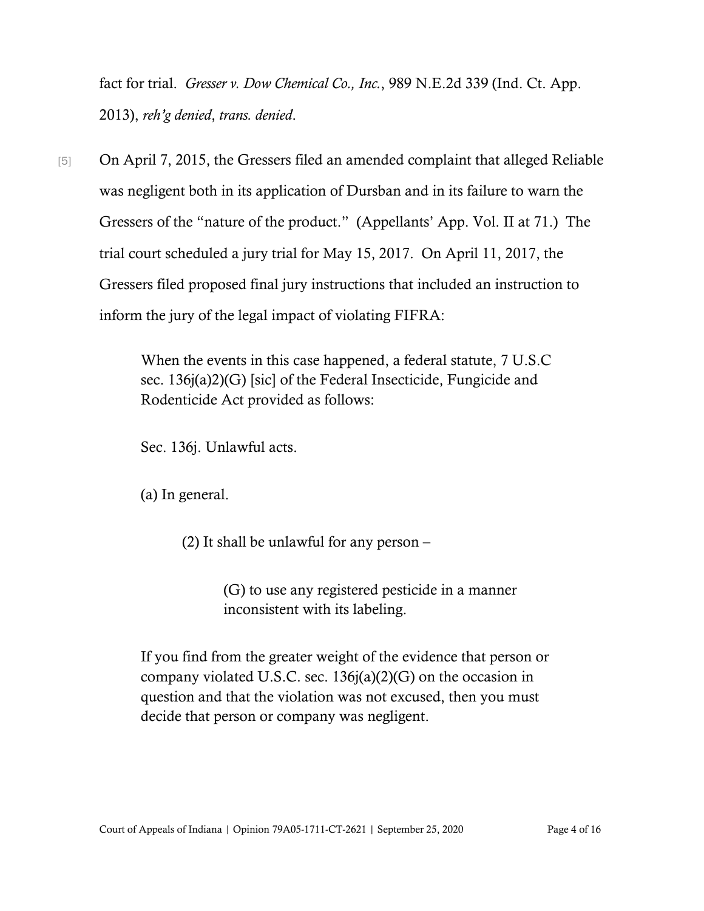fact for trial. *Gresser v. Dow Chemical Co., Inc.*, 989 N.E.2d 339 (Ind. Ct. App. 2013), *reh'g denied*, *trans. denied*.

[5] On April 7, 2015, the Gressers filed an amended complaint that alleged Reliable was negligent both in its application of Dursban and in its failure to warn the Gressers of the "nature of the product." (Appellants' App. Vol. II at 71.) The trial court scheduled a jury trial for May 15, 2017. On April 11, 2017, the Gressers filed proposed final jury instructions that included an instruction to inform the jury of the legal impact of violating FIFRA:

> When the events in this case happened, a federal statute, 7 U.S.C sec. 136j(a)2)(G) [sic] of the Federal Insecticide, Fungicide and Rodenticide Act provided as follows:
>
> Sec. 136j. Unlawful acts.
>
> (a) In general.
>
> > (2) It shall be unlawful for any person –
> >
> > > (G) to use any registered pesticide in a manner inconsistent with its labeling.
>
> If you find from the greater weight of the evidence that person or company violated U.S.C. sec. 136j(a)(2)(G) on the occasion in question and that the violation was not excused, then you must decide that person or company was negligent.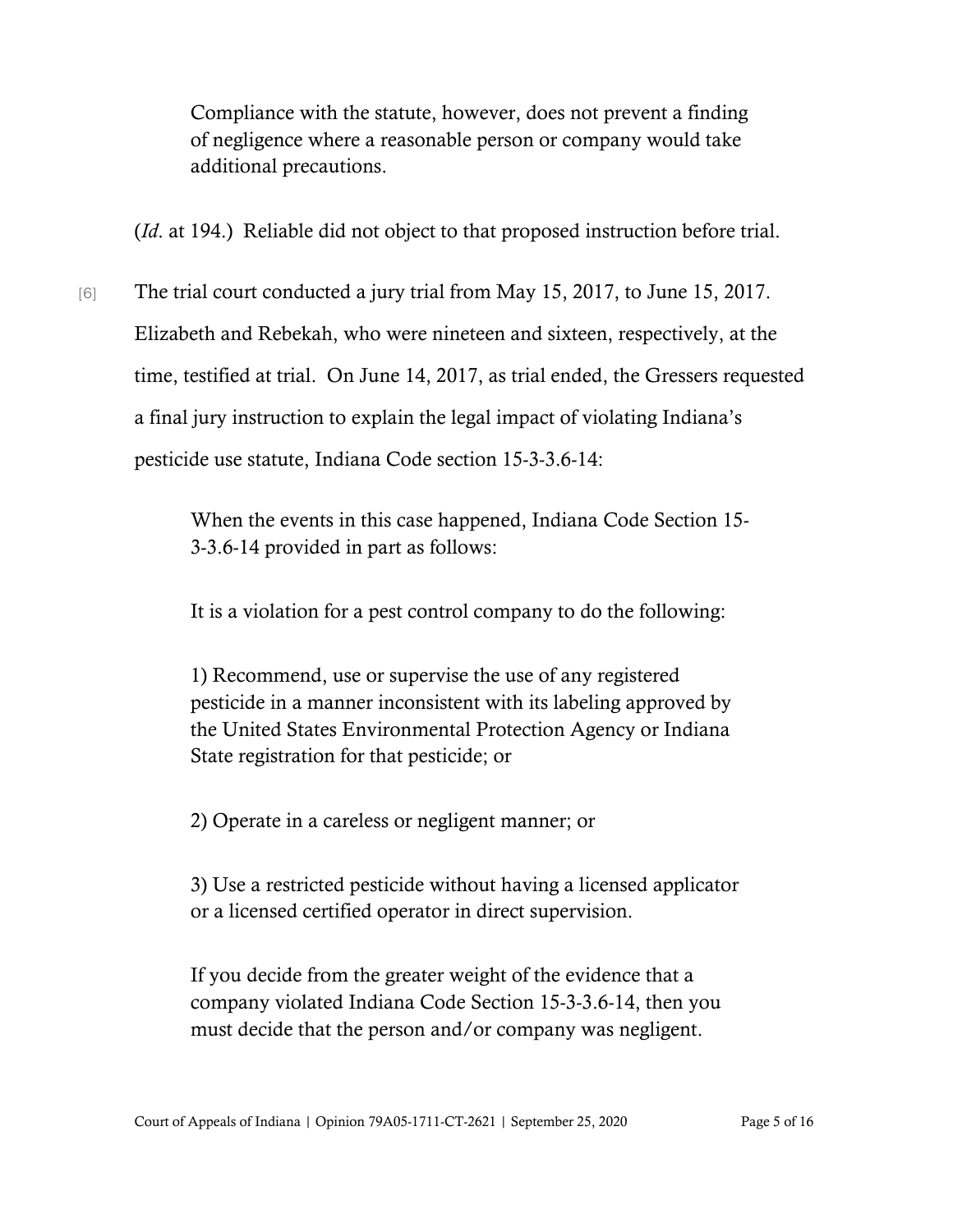> Compliance with the statute, however, does not prevent a finding of negligence where a reasonable person or company would take additional precautions.

(*Id.* at 194.) Reliable did not object to that proposed instruction before trial.

[6] The trial court conducted a jury trial from May 15, 2017, to June 15, 2017. Elizabeth and Rebekah, who were nineteen and sixteen, respectively, at the time, testified at trial. On June 14, 2017, as trial ended, the Gressers requested a final jury instruction to explain the legal impact of violating Indiana's pesticide use statute, Indiana Code section 15-3-3.6-14:

> When the events in this case happened, Indiana Code Section 15-3-3.6-14 provided in part as follows:
>
> It is a violation for a pest control company to do the following:
>
> 1) Recommend, use or supervise the use of any registered pesticide in a manner inconsistent with its labeling approved by the United States Environmental Protection Agency or Indiana State registration for that pesticide; or
>
> 2) Operate in a careless or negligent manner; or
>
> 3) Use a restricted pesticide without having a licensed applicator or a licensed certified operator in direct supervision.
>
> If you decide from the greater weight of the evidence that a company violated Indiana Code Section 15-3-3.6-14, then you must decide that the person and/or company was negligent.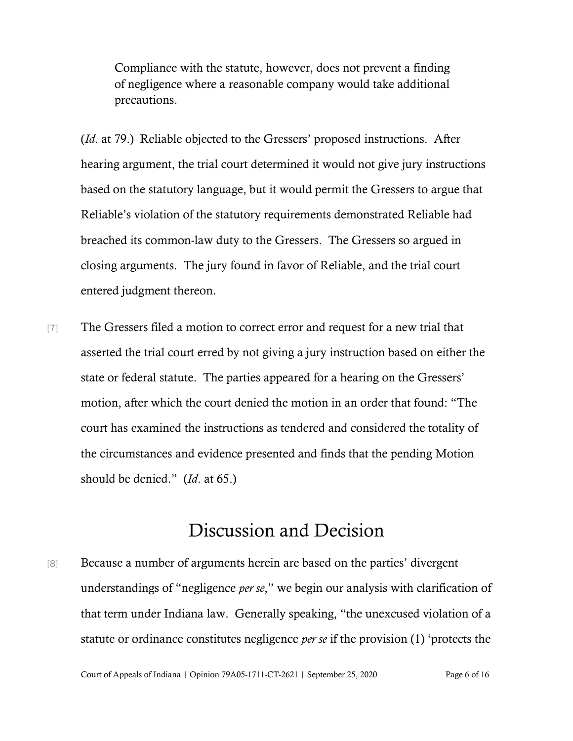> Compliance with the statute, however, does not prevent a finding of negligence where a reasonable company would take additional precautions.

(*Id.* at 79.) Reliable objected to the Gressers' proposed instructions. After hearing argument, the trial court determined it would not give jury instructions based on the statutory language, but it would permit the Gressers to argue that Reliable's violation of the statutory requirements demonstrated Reliable had breached its common-law duty to the Gressers. The Gressers so argued in closing arguments. The jury found in favor of Reliable, and the trial court entered judgment thereon.

[7] The Gressers filed a motion to correct error and request for a new trial that asserted the trial court erred by not giving a jury instruction based on either the state or federal statute. The parties appeared for a hearing on the Gressers' motion, after which the court denied the motion in an order that found: "The court has examined the instructions as tendered and considered the totality of the circumstances and evidence presented and finds that the pending Motion should be denied." (*Id.* at 65.)

# Discussion and Decision

[8] Because a number of arguments herein are based on the parties' divergent understandings of "negligence *per se*," we begin our analysis with clarification of that term under Indiana law. Generally speaking, "the unexcused violation of a statute or ordinance constitutes negligence *per se* if the provision (1) 'protects the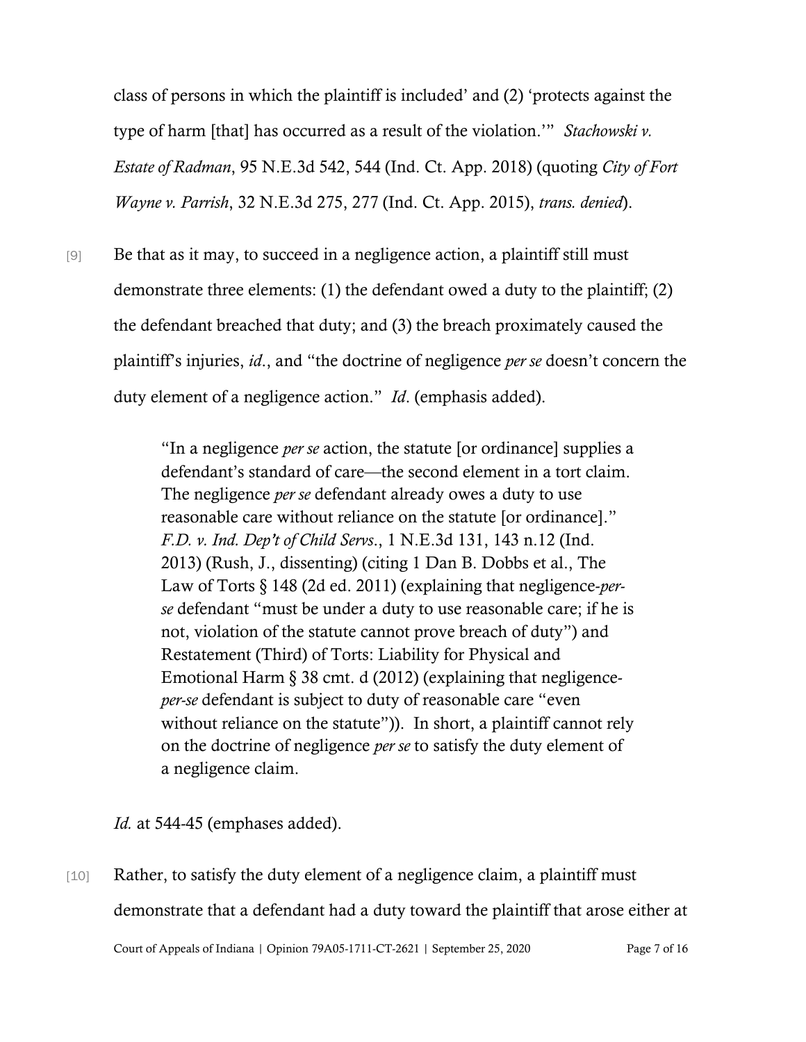class of persons in which the plaintiff is included' and (2) 'protects against the type of harm [that] has occurred as a result of the violation.'" *Stachowski v. Estate of Radman*, 95 N.E.3d 542, 544 (Ind. Ct. App. 2018) (quoting *City of Fort Wayne v. Parrish*, 32 N.E.3d 275, 277 (Ind. Ct. App. 2015), *trans. denied*).

[9] Be that as it may, to succeed in a negligence action, a plaintiff still must demonstrate three elements: (1) the defendant owed a duty to the plaintiff; (2) the defendant breached that duty; and (3) the breach proximately caused the plaintiff's injuries, *id*., and "the doctrine of negligence *per se* doesn't concern the duty element of a negligence action." *Id*. (emphasis added).

> "In a negligence *per se* action, the statute [or ordinance] supplies a defendant's standard of care—the second element in a tort claim. The negligence *per se* defendant already owes a duty to use reasonable care without reliance on the statute [or ordinance]." *F.D. v. Ind. Dep't of Child Servs*., 1 N.E.3d 131, 143 n.12 (Ind. 2013) (Rush, J., dissenting) (citing 1 Dan B. Dobbs et al., The Law of Torts § 148 (2d ed. 2011) (explaining that negligence-*per-se* defendant "must be under a duty to use reasonable care; if he is not, violation of the statute cannot prove breach of duty") and Restatement (Third) of Torts: Liability for Physical and Emotional Harm § 38 cmt. d (2012) (explaining that negligence-*per-se* defendant is subject to duty of reasonable care "even without reliance on the statute")). In short, a plaintiff cannot rely on the doctrine of negligence *per se* to satisfy the duty element of a negligence claim.

*Id.* at 544-45 (emphases added).

[10] Rather, to satisfy the duty element of a negligence claim, a plaintiff must demonstrate that a defendant had a duty toward the plaintiff that arose either at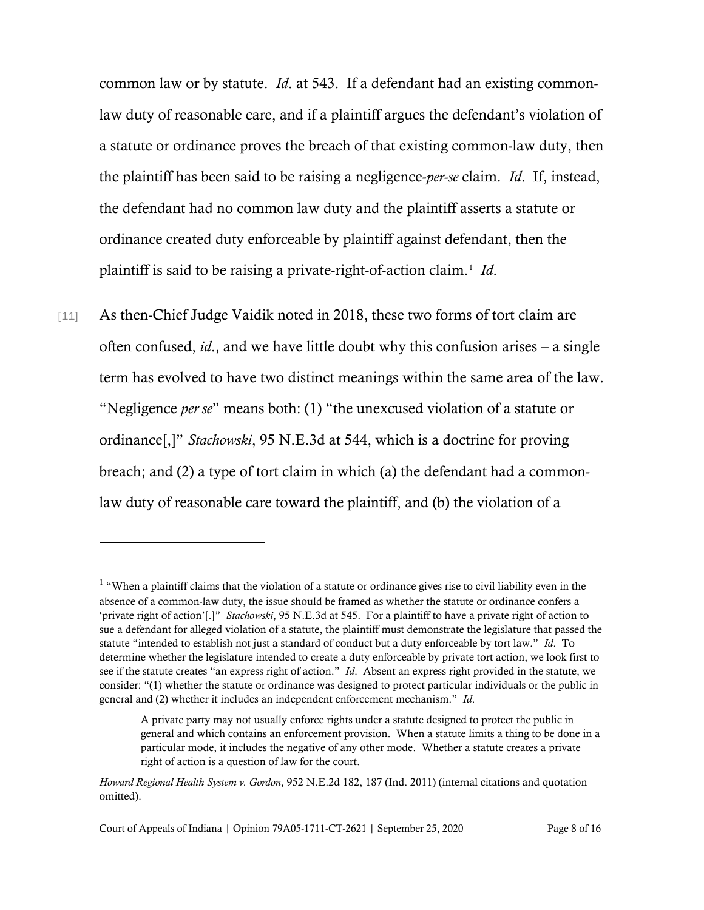common law or by statute. *Id*. at 543. If a defendant had an existing common-law duty of reasonable care, and if a plaintiff argues the defendant's violation of a statute or ordinance proves the breach of that existing common-law duty, then the plaintiff has been said to be raising a negligence-*per-se* claim. *Id*. If, instead, the defendant had no common law duty and the plaintiff asserts a statute or ordinance created duty enforceable by plaintiff against defendant, then the plaintiff is said to be raising a private-right-of-action claim.[1] *Id*.

[11] As then-Chief Judge Vaidik noted in 2018, these two forms of tort claim are often confused, *id*., and we have little doubt why this confusion arises – a single term has evolved to have two distinct meanings within the same area of the law. "Negligence *per se*" means both: (1) "the unexcused violation of a statute or ordinance[,]" *Stachowski*, 95 N.E.3d at 544, which is a doctrine for proving breach; and (2) a type of tort claim in which (a) the defendant had a common-law duty of reasonable care toward the plaintiff, and (b) the violation of a

---

[1] "When a plaintiff claims that the violation of a statute or ordinance gives rise to civil liability even in the absence of a common-law duty, the issue should be framed as whether the statute or ordinance confers a 'private right of action'[.]" *Stachowski*, 95 N.E.3d at 545. For a plaintiff to have a private right of action to sue a defendant for alleged violation of a statute, the plaintiff must demonstrate the legislature that passed the statute "intended to establish not just a standard of conduct but a duty enforceable by tort law." *Id*. To determine whether the legislature intended to create a duty enforceable by private tort action, we look first to see if the statute creates "an express right of action." *Id*. Absent an express right provided in the statute, we consider: "(1) whether the statute or ordinance was designed to protect particular individuals or the public in general and (2) whether it includes an independent enforcement mechanism." *Id*.

> A private party may not usually enforce rights under a statute designed to protect the public in general and which contains an enforcement provision. When a statute limits a thing to be done in a particular mode, it includes the negative of any other mode. Whether a statute creates a private right of action is a question of law for the court.

*Howard Regional Health System v. Gordon*, 952 N.E.2d 182, 187 (Ind. 2011) (internal citations and quotation omitted).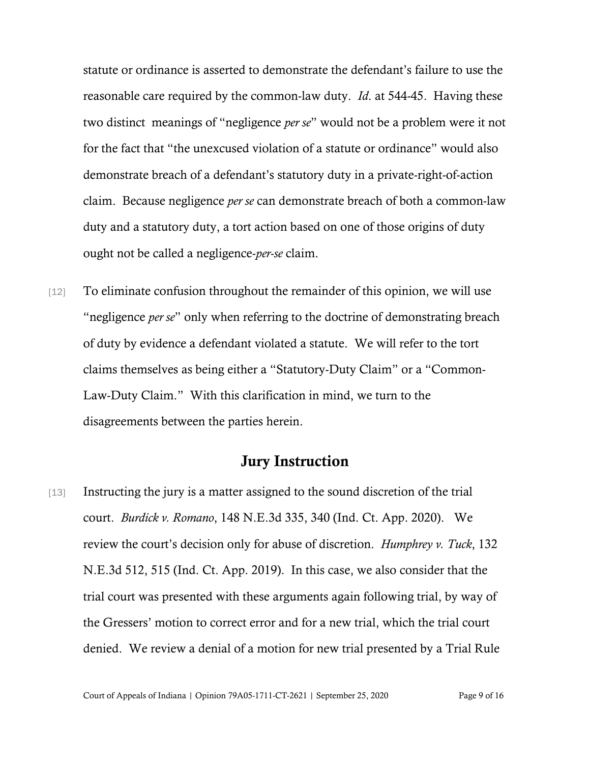statute or ordinance is asserted to demonstrate the defendant's failure to use the reasonable care required by the common-law duty. *Id*. at 544-45. Having these two distinct meanings of "negligence *per se*" would not be a problem were it not for the fact that "the unexcused violation of a statute or ordinance" would also demonstrate breach of a defendant's statutory duty in a private-right-of-action claim. Because negligence *per se* can demonstrate breach of both a common-law duty and a statutory duty, a tort action based on one of those origins of duty ought not be called a negligence-*per-se* claim.

[12] To eliminate confusion throughout the remainder of this opinion, we will use "negligence *per se*" only when referring to the doctrine of demonstrating breach of duty by evidence a defendant violated a statute. We will refer to the tort claims themselves as being either a "Statutory-Duty Claim" or a "Common-Law-Duty Claim." With this clarification in mind, we turn to the disagreements between the parties herein.

## Jury Instruction

[13] Instructing the jury is a matter assigned to the sound discretion of the trial court. *Burdick v. Romano*, 148 N.E.3d 335, 340 (Ind. Ct. App. 2020). We review the court's decision only for abuse of discretion. *Humphrey v. Tuck*, 132 N.E.3d 512, 515 (Ind. Ct. App. 2019). In this case, we also consider that the trial court was presented with these arguments again following trial, by way of the Gressers' motion to correct error and for a new trial, which the trial court denied. We review a denial of a motion for new trial presented by a Trial Rule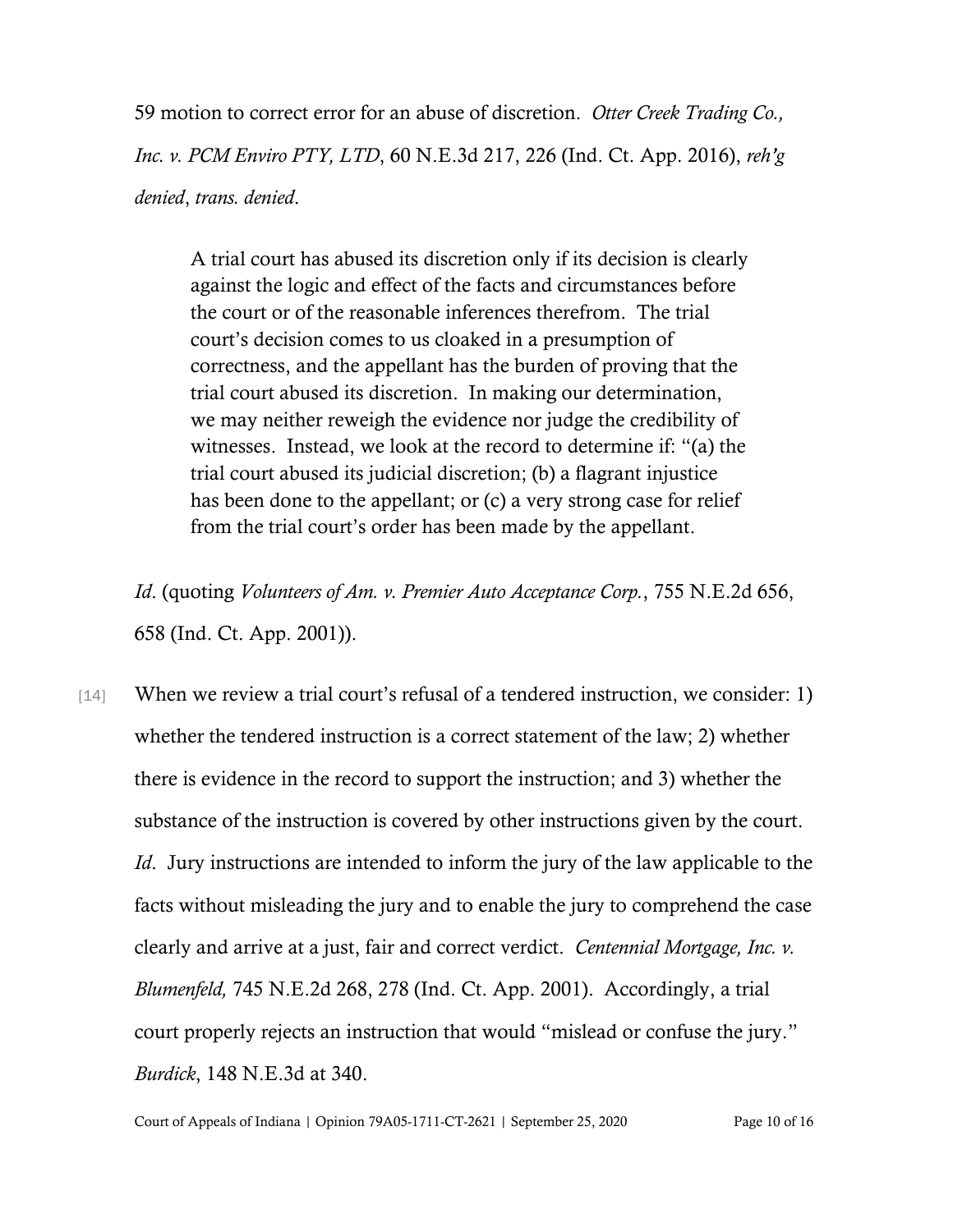59 motion to correct error for an abuse of discretion. *Otter Creek Trading Co., Inc. v. PCM Enviro PTY, LTD*, 60 N.E.3d 217, 226 (Ind. Ct. App. 2016), *reh'g denied*, *trans. denied*.

> A trial court has abused its discretion only if its decision is clearly against the logic and effect of the facts and circumstances before the court or of the reasonable inferences therefrom. The trial court's decision comes to us cloaked in a presumption of correctness, and the appellant has the burden of proving that the trial court abused its discretion. In making our determination, we may neither reweigh the evidence nor judge the credibility of witnesses. Instead, we look at the record to determine if: "(a) the trial court abused its judicial discretion; (b) a flagrant injustice has been done to the appellant; or (c) a very strong case for relief from the trial court's order has been made by the appellant.

*Id*. (quoting *Volunteers of Am. v. Premier Auto Acceptance Corp.*, 755 N.E.2d 656, 658 (Ind. Ct. App. 2001)).

[14] When we review a trial court's refusal of a tendered instruction, we consider: 1) whether the tendered instruction is a correct statement of the law; 2) whether there is evidence in the record to support the instruction; and 3) whether the substance of the instruction is covered by other instructions given by the court. *Id*. Jury instructions are intended to inform the jury of the law applicable to the facts without misleading the jury and to enable the jury to comprehend the case clearly and arrive at a just, fair and correct verdict. *Centennial Mortgage, Inc. v. Blumenfeld,* 745 N.E.2d 268, 278 (Ind. Ct. App. 2001). Accordingly, a trial court properly rejects an instruction that would "mislead or confuse the jury." *Burdick*, 148 N.E.3d at 340.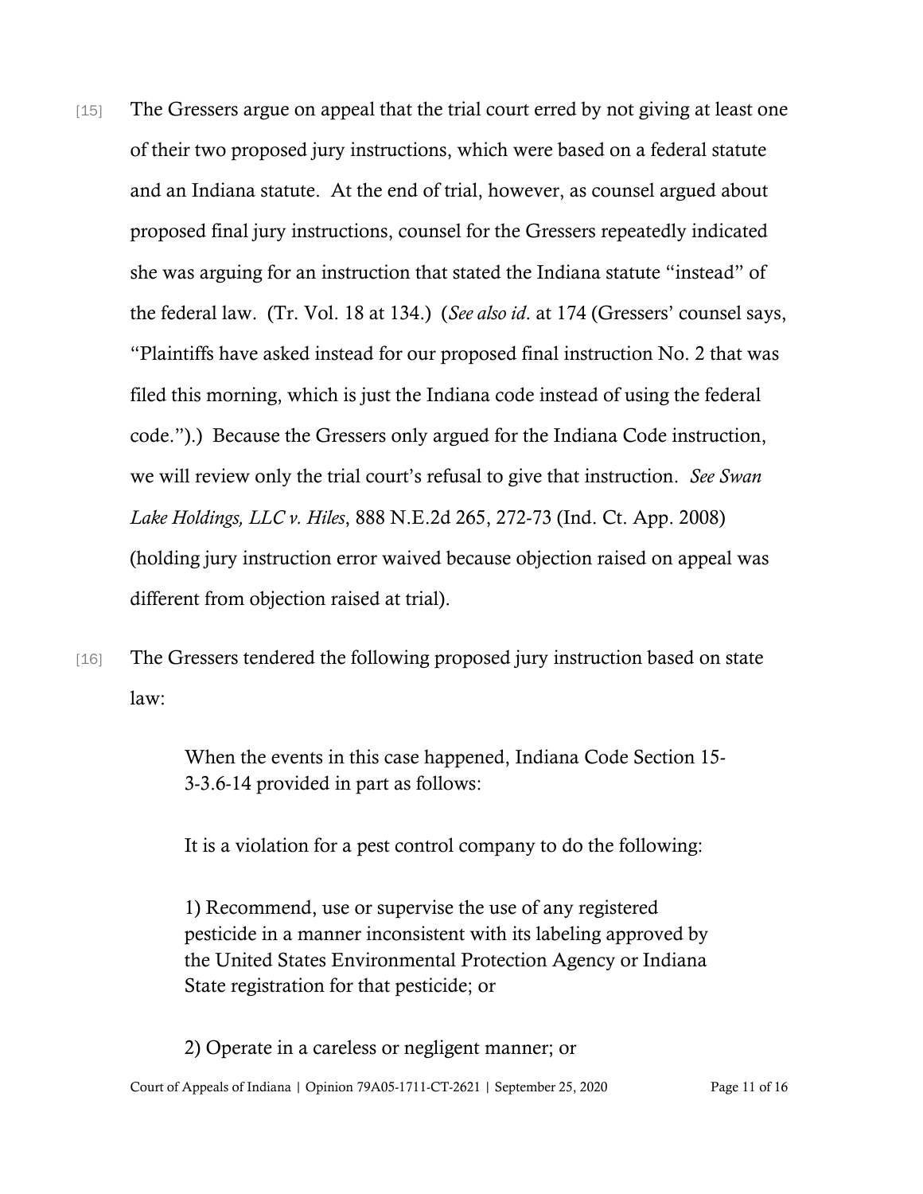[15] The Gressers argue on appeal that the trial court erred by not giving at least one of their two proposed jury instructions, which were based on a federal statute and an Indiana statute. At the end of trial, however, as counsel argued about proposed final jury instructions, counsel for the Gressers repeatedly indicated she was arguing for an instruction that stated the Indiana statute "instead" of the federal law. (Tr. Vol. 18 at 134.) (*See also id*. at 174 (Gressers' counsel says, "Plaintiffs have asked instead for our proposed final instruction No. 2 that was filed this morning, which is just the Indiana code instead of using the federal code.").) Because the Gressers only argued for the Indiana Code instruction, we will review only the trial court's refusal to give that instruction. *See Swan Lake Holdings, LLC v. Hiles*, 888 N.E.2d 265, 272-73 (Ind. Ct. App. 2008) (holding jury instruction error waived because objection raised on appeal was different from objection raised at trial).

[16] The Gressers tendered the following proposed jury instruction based on state law:

> When the events in this case happened, Indiana Code Section 15-3-3.6-14 provided in part as follows:
>
> It is a violation for a pest control company to do the following:
>
> 1) Recommend, use or supervise the use of any registered pesticide in a manner inconsistent with its labeling approved by the United States Environmental Protection Agency or Indiana State registration for that pesticide; or
>
> 2) Operate in a careless or negligent manner; or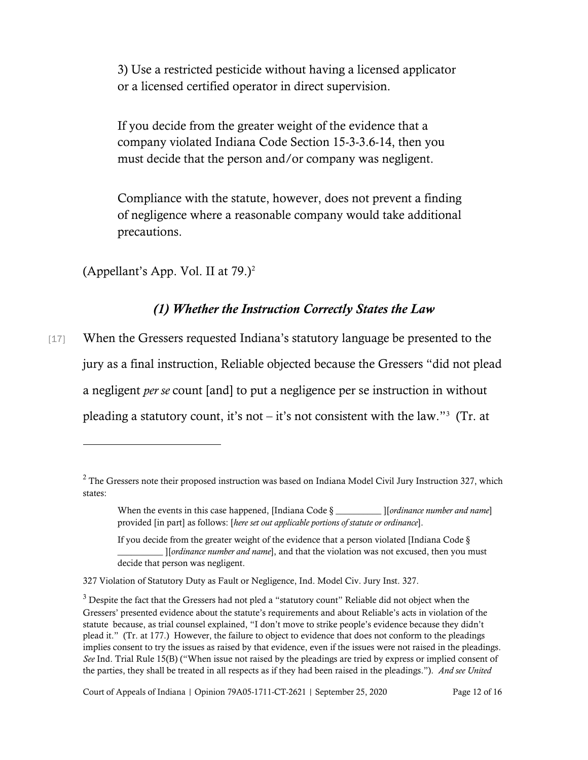3) Use a restricted pesticide without having a licensed applicator or a licensed certified operator in direct supervision.

If you decide from the greater weight of the evidence that a company violated Indiana Code Section 15-3-3.6-14, then you must decide that the person and/or company was negligent.

Compliance with the statute, however, does not prevent a finding of negligence where a reasonable company would take additional precautions.

(Appellant's App. Vol. II at 79.)[2]

### *(1) Whether the Instruction Correctly States the Law*

[17] When the Gressers requested Indiana's statutory language be presented to the jury as a final instruction, Reliable objected because the Gressers "did not plead a negligent *per se* count [and] to put a negligence per se instruction in without pleading a statutory count, it's not – it's not consistent with the law."[3] (Tr. at

---

[2] The Gressers note their proposed instruction was based on Indiana Model Civil Jury Instruction 327, which states:

> When the events in this case happened, [Indiana Code § __________ ][*ordinance number and name*] provided [in part] as follows: [*here set out applicable portions of statute or ordinance*].
>
> If you decide from the greater weight of the evidence that a person violated [Indiana Code § __________ ][*ordinance number and name*], and that the violation was not excused, then you must decide that person was negligent.

327 Violation of Statutory Duty as Fault or Negligence, Ind. Model Civ. Jury Inst. 327.

[3] Despite the fact that the Gressers had not pled a "statutory count" Reliable did not object when the Gressers' presented evidence about the statute's requirements and about Reliable's acts in violation of the statute because, as trial counsel explained, "I don't move to strike people's evidence because they didn't plead it." (Tr. at 177.) However, the failure to object to evidence that does not conform to the pleadings implies consent to try the issues as raised by that evidence, even if the issues were not raised in the pleadings. *See* Ind. Trial Rule 15(B) ("When issue not raised by the pleadings are tried by express or implied consent of the parties, they shall be treated in all respects as if they had been raised in the pleadings."). *And see United*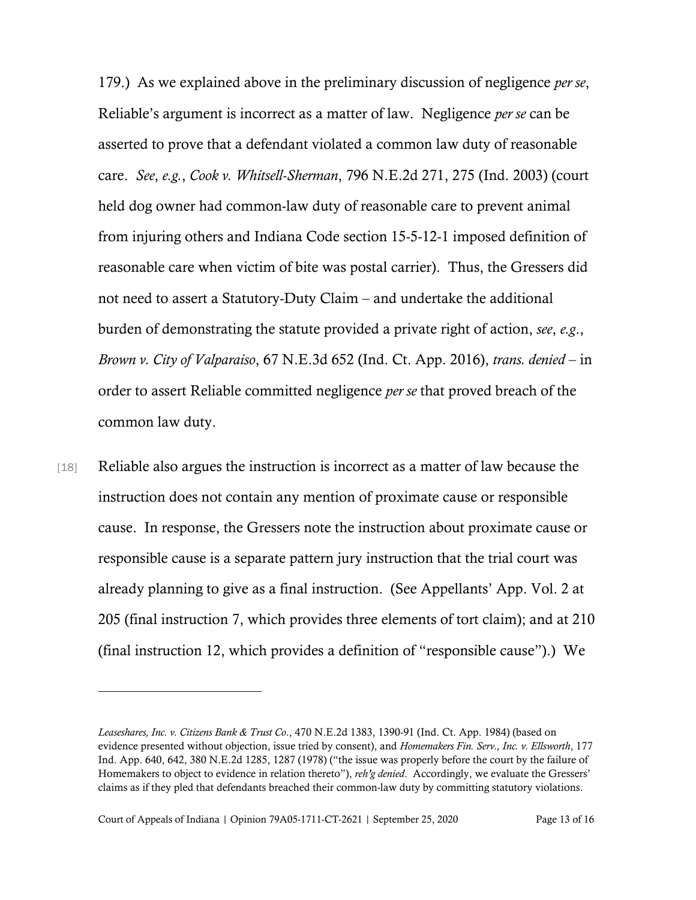179.) As we explained above in the preliminary discussion of negligence *per se*, Reliable's argument is incorrect as a matter of law. Negligence *per se* can be asserted to prove that a defendant violated a common law duty of reasonable care. *See*, *e.g.*, *Cook v. Whitsell-Sherman*, 796 N.E.2d 271, 275 (Ind. 2003) (court held dog owner had common-law duty of reasonable care to prevent animal from injuring others and Indiana Code section 15-5-12-1 imposed definition of reasonable care when victim of bite was postal carrier). Thus, the Gressers did not need to assert a Statutory-Duty Claim – and undertake the additional burden of demonstrating the statute provided a private right of action, *see*, *e.g*., *Brown v. City of Valparaiso*, 67 N.E.3d 652 (Ind. Ct. App. 2016), *trans. denied* – in order to assert Reliable committed negligence *per se* that proved breach of the common law duty.

[18] Reliable also argues the instruction is incorrect as a matter of law because the instruction does not contain any mention of proximate cause or responsible cause. In response, the Gressers note the instruction about proximate cause or responsible cause is a separate pattern jury instruction that the trial court was already planning to give as a final instruction. (See Appellants' App. Vol. 2 at 205 (final instruction 7, which provides three elements of tort claim); and at 210 (final instruction 12, which provides a definition of "responsible cause").) We

---

*Leaseshares, Inc. v. Citizens Bank & Trust Co*., 470 N.E.2d 1383, 1390-91 (Ind. Ct. App. 1984) (based on evidence presented without objection, issue tried by consent), and *Homemakers Fin. Serv., Inc. v. Ellsworth*, 177 Ind. App. 640, 642, 380 N.E.2d 1285, 1287 (1978) ("the issue was properly before the court by the failure of Homemakers to object to evidence in relation thereto"), *reh'g denied*. Accordingly, we evaluate the Gressers' claims as if they pled that defendants breached their common-law duty by committing statutory violations.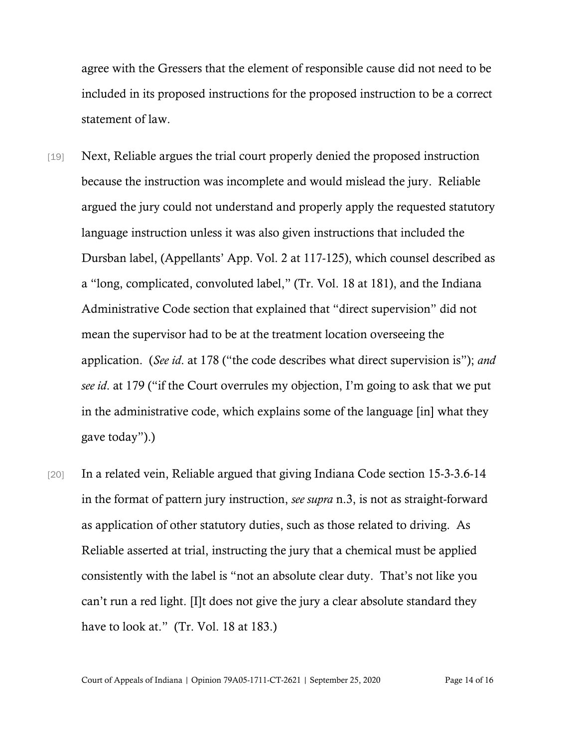agree with the Gressers that the element of responsible cause did not need to be included in its proposed instructions for the proposed instruction to be a correct statement of law.

[19] Next, Reliable argues the trial court properly denied the proposed instruction because the instruction was incomplete and would mislead the jury. Reliable argued the jury could not understand and properly apply the requested statutory language instruction unless it was also given instructions that included the Dursban label, (Appellants' App. Vol. 2 at 117-125), which counsel described as a "long, complicated, convoluted label," (Tr. Vol. 18 at 181), and the Indiana Administrative Code section that explained that "direct supervision" did not mean the supervisor had to be at the treatment location overseeing the application. (*See id*. at 178 ("the code describes what direct supervision is"); *and see id*. at 179 ("if the Court overrules my objection, I'm going to ask that we put in the administrative code, which explains some of the language [in] what they gave today").)

[20] In a related vein, Reliable argued that giving Indiana Code section 15-3-3.6-14 in the format of pattern jury instruction, *see supra* n.3, is not as straight-forward as application of other statutory duties, such as those related to driving. As Reliable asserted at trial, instructing the jury that a chemical must be applied consistently with the label is "not an absolute clear duty. That's not like you can't run a red light. [I]t does not give the jury a clear absolute standard they have to look at." (Tr. Vol. 18 at 183.)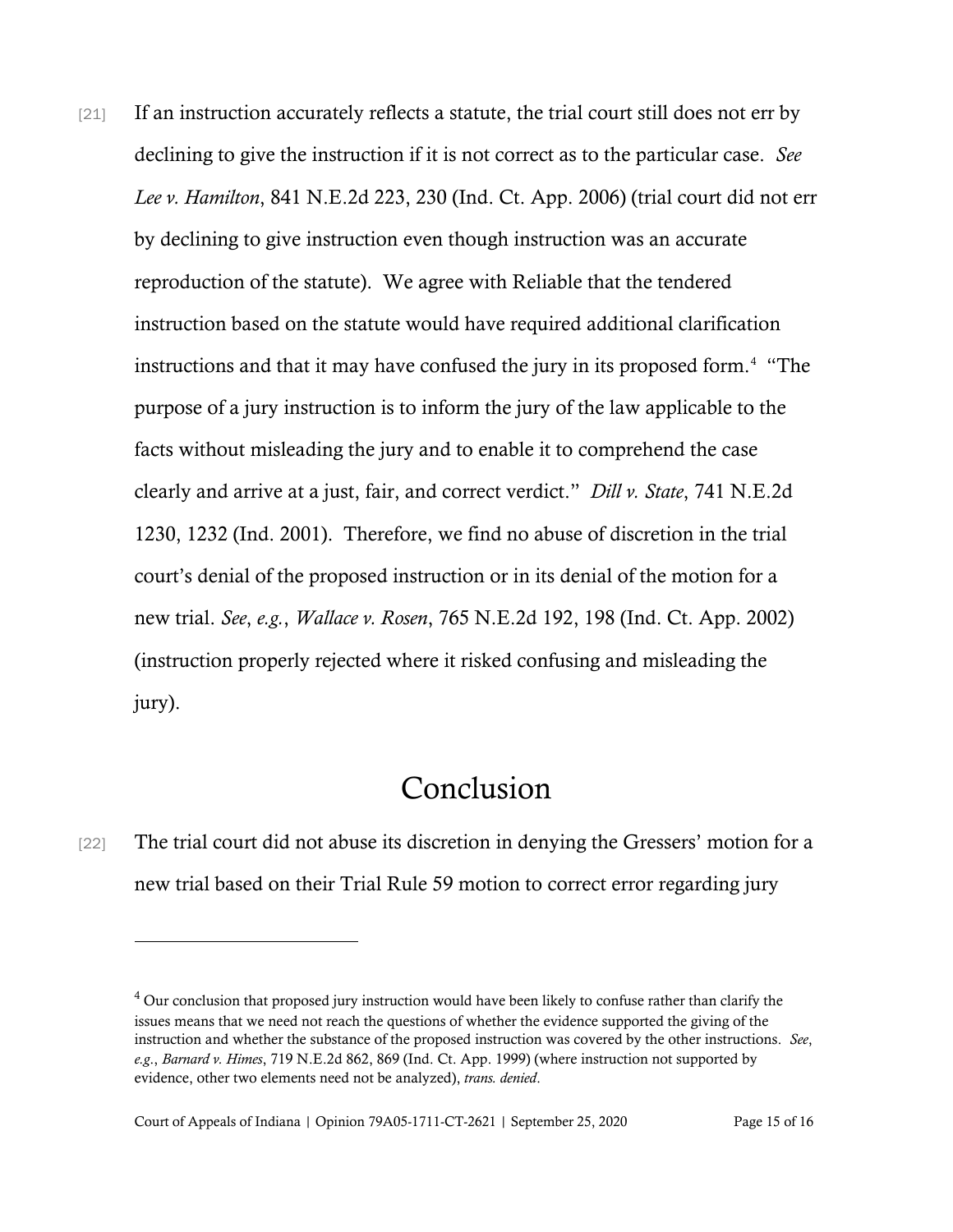[21] If an instruction accurately reflects a statute, the trial court still does not err by declining to give the instruction if it is not correct as to the particular case. *See Lee v. Hamilton*, 841 N.E.2d 223, 230 (Ind. Ct. App. 2006) (trial court did not err by declining to give instruction even though instruction was an accurate reproduction of the statute). We agree with Reliable that the tendered instruction based on the statute would have required additional clarification instructions and that it may have confused the jury in its proposed form.[4] "The purpose of a jury instruction is to inform the jury of the law applicable to the facts without misleading the jury and to enable it to comprehend the case clearly and arrive at a just, fair, and correct verdict." *Dill v. State*, 741 N.E.2d 1230, 1232 (Ind. 2001). Therefore, we find no abuse of discretion in the trial court's denial of the proposed instruction or in its denial of the motion for a new trial. *See*, *e.g.*, *Wallace v. Rosen*, 765 N.E.2d 192, 198 (Ind. Ct. App. 2002) (instruction properly rejected where it risked confusing and misleading the jury).

# Conclusion

[22] The trial court did not abuse its discretion in denying the Gressers' motion for a new trial based on their Trial Rule 59 motion to correct error regarding jury

---

[4] Our conclusion that proposed jury instruction would have been likely to confuse rather than clarify the issues means that we need not reach the questions of whether the evidence supported the giving of the instruction and whether the substance of the proposed instruction was covered by the other instructions. *See*, *e.g.*, *Barnard v. Himes*, 719 N.E.2d 862, 869 (Ind. Ct. App. 1999) (where instruction not supported by evidence, other two elements need not be analyzed), *trans. denied*.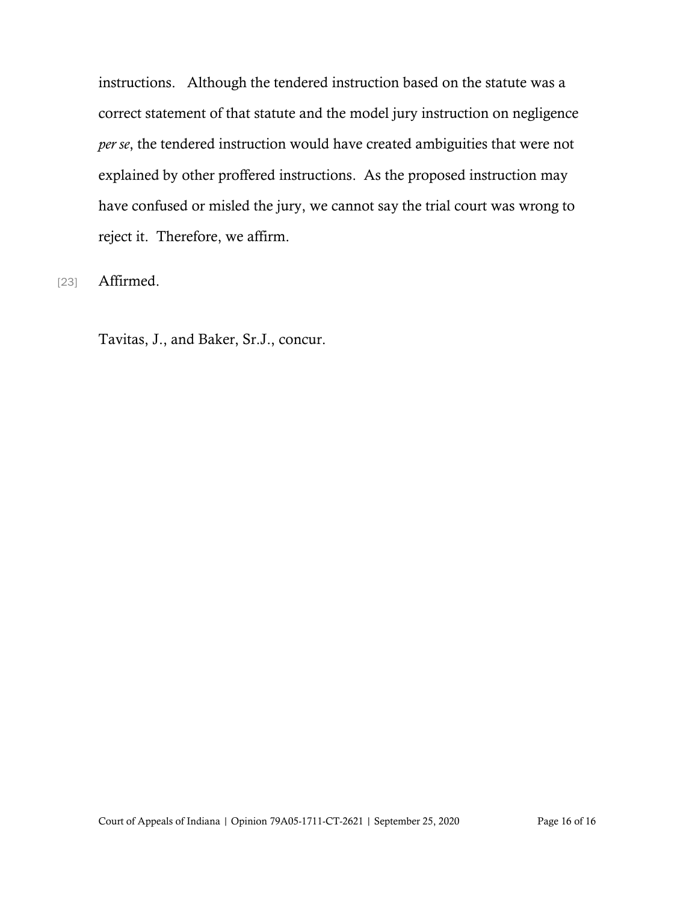instructions. Although the tendered instruction based on the statute was a correct statement of that statute and the model jury instruction on negligence *per se*, the tendered instruction would have created ambiguities that were not explained by other proffered instructions. As the proposed instruction may have confused or misled the jury, we cannot say the trial court was wrong to reject it. Therefore, we affirm.

[23] Affirmed.

Tavitas, J., and Baker, Sr.J., concur.